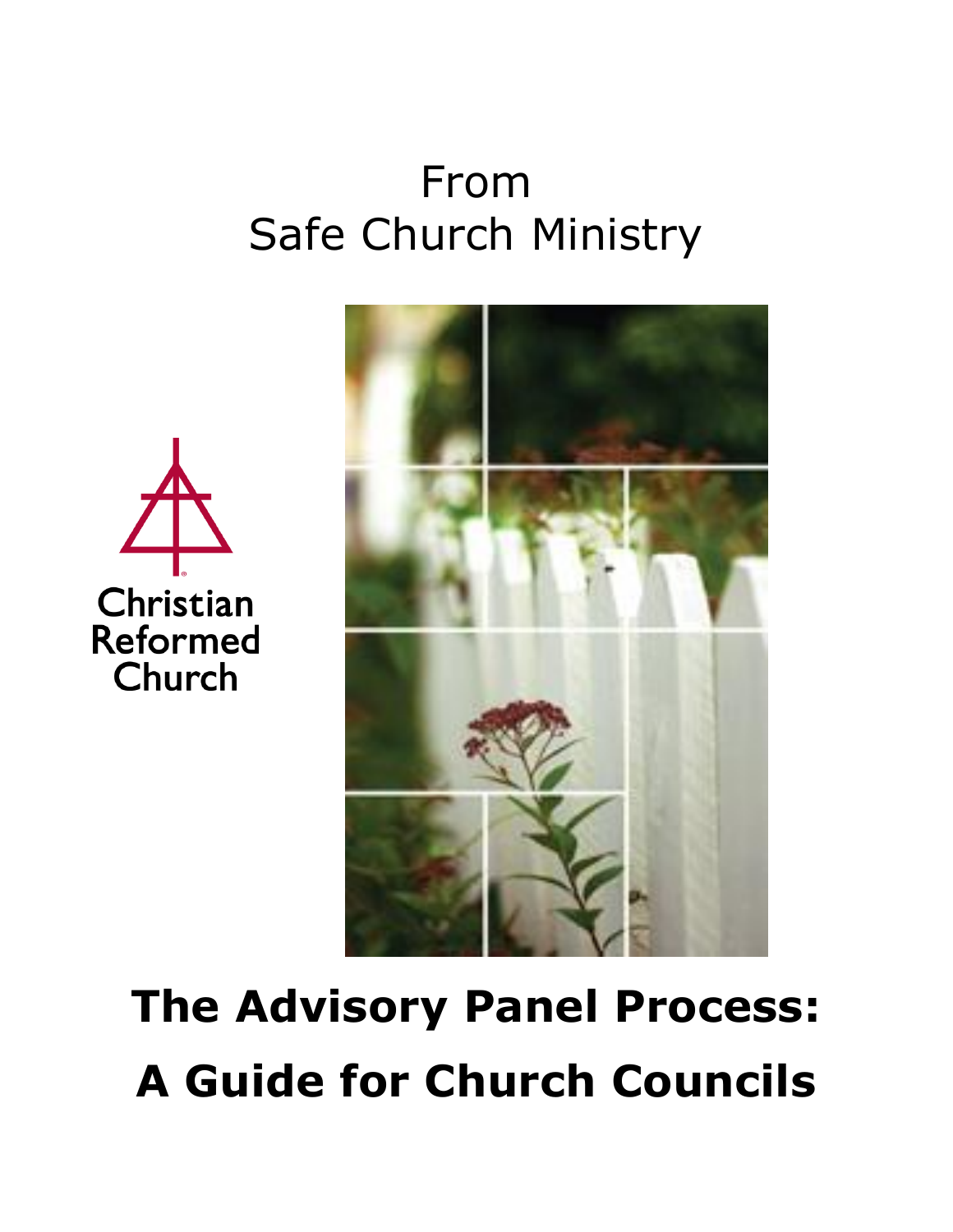From
Safe Church Ministry

Christian Reformed Church

# The Advisory Panel Process: A Guide for Church Councils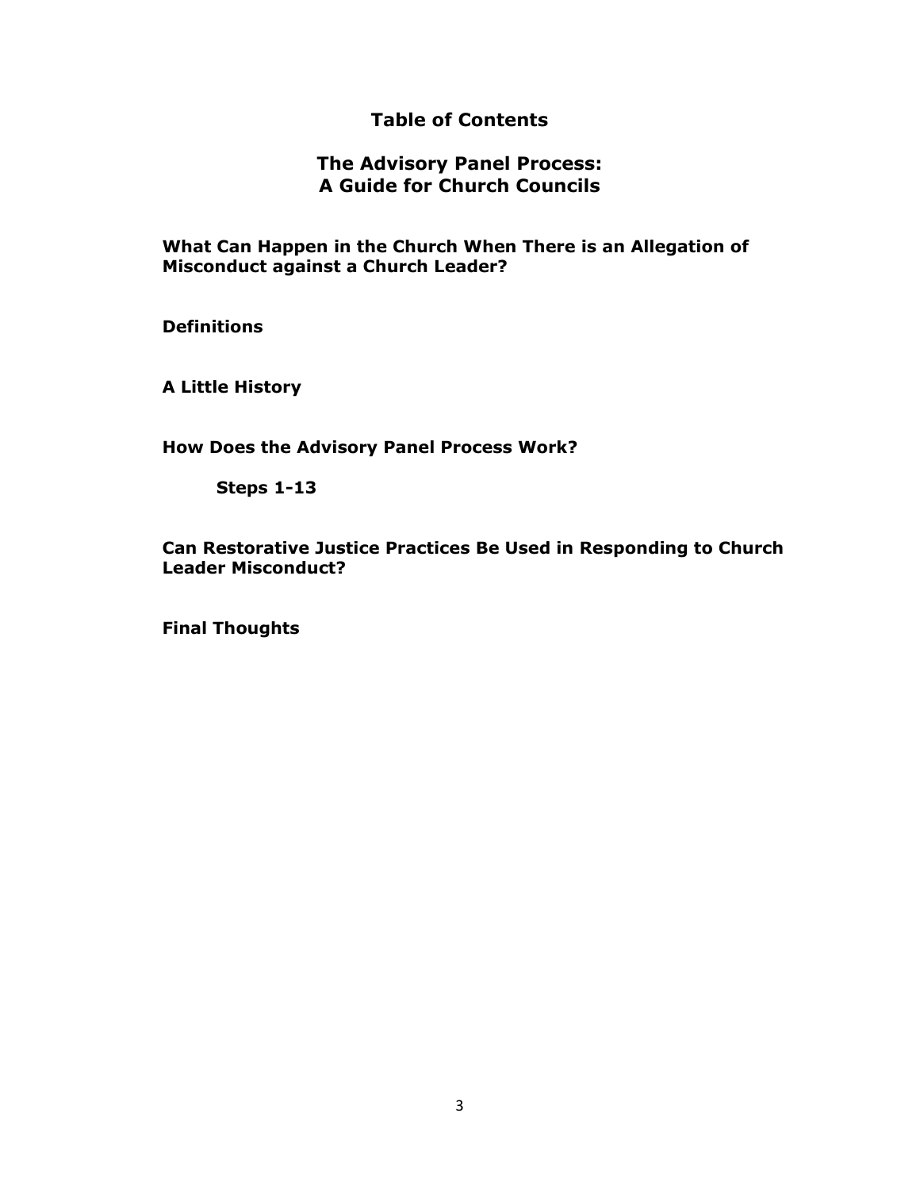# Table of Contents

## The Advisory Panel Process: A Guide for Church Councils

**What Can Happen in the Church When There is an Allegation of Misconduct against a Church Leader?**

**Definitions**

**A Little History**

**How Does the Advisory Panel Process Work?**

- **Steps 1-13**

**Can Restorative Justice Practices Be Used in Responding to Church Leader Misconduct?**

**Final Thoughts**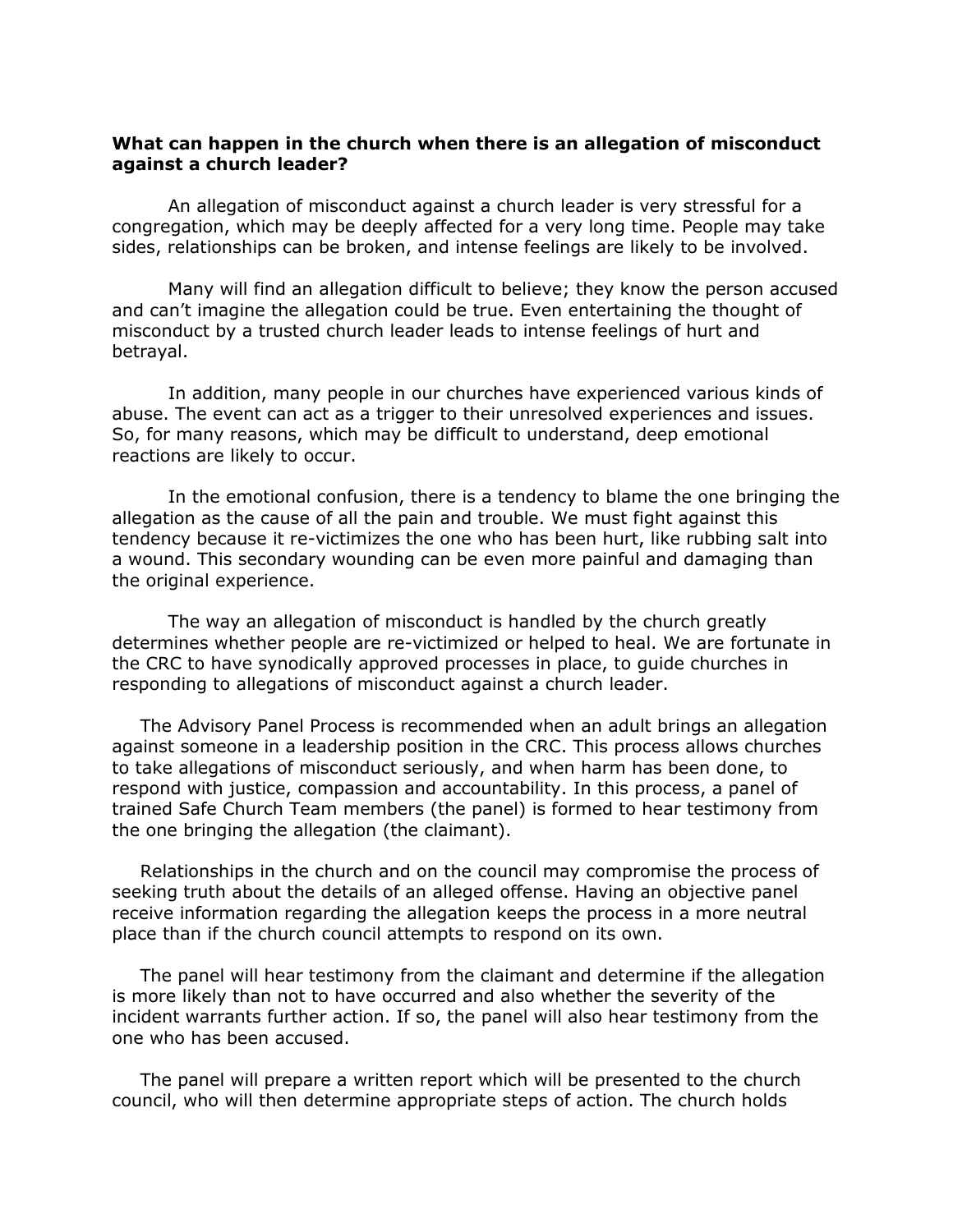**What can happen in the church when there is an allegation of misconduct against a church leader?**

An allegation of misconduct against a church leader is very stressful for a congregation, which may be deeply affected for a very long time. People may take sides, relationships can be broken, and intense feelings are likely to be involved.

Many will find an allegation difficult to believe; they know the person accused and can't imagine the allegation could be true. Even entertaining the thought of misconduct by a trusted church leader leads to intense feelings of hurt and betrayal.

In addition, many people in our churches have experienced various kinds of abuse. The event can act as a trigger to their unresolved experiences and issues. So, for many reasons, which may be difficult to understand, deep emotional reactions are likely to occur.

In the emotional confusion, there is a tendency to blame the one bringing the allegation as the cause of all the pain and trouble. We must fight against this tendency because it re-victimizes the one who has been hurt, like rubbing salt into a wound. This secondary wounding can be even more painful and damaging than the original experience.

The way an allegation of misconduct is handled by the church greatly determines whether people are re-victimized or helped to heal. We are fortunate in the CRC to have synodically approved processes in place, to guide churches in responding to allegations of misconduct against a church leader.

The Advisory Panel Process is recommended when an adult brings an allegation against someone in a leadership position in the CRC. This process allows churches to take allegations of misconduct seriously, and when harm has been done, to respond with justice, compassion and accountability. In this process, a panel of trained Safe Church Team members (the panel) is formed to hear testimony from the one bringing the allegation (the claimant).

Relationships in the church and on the council may compromise the process of seeking truth about the details of an alleged offense. Having an objective panel receive information regarding the allegation keeps the process in a more neutral place than if the church council attempts to respond on its own.

The panel will hear testimony from the claimant and determine if the allegation is more likely than not to have occurred and also whether the severity of the incident warrants further action. If so, the panel will also hear testimony from the one who has been accused.

The panel will prepare a written report which will be presented to the church council, who will then determine appropriate steps of action. The church holds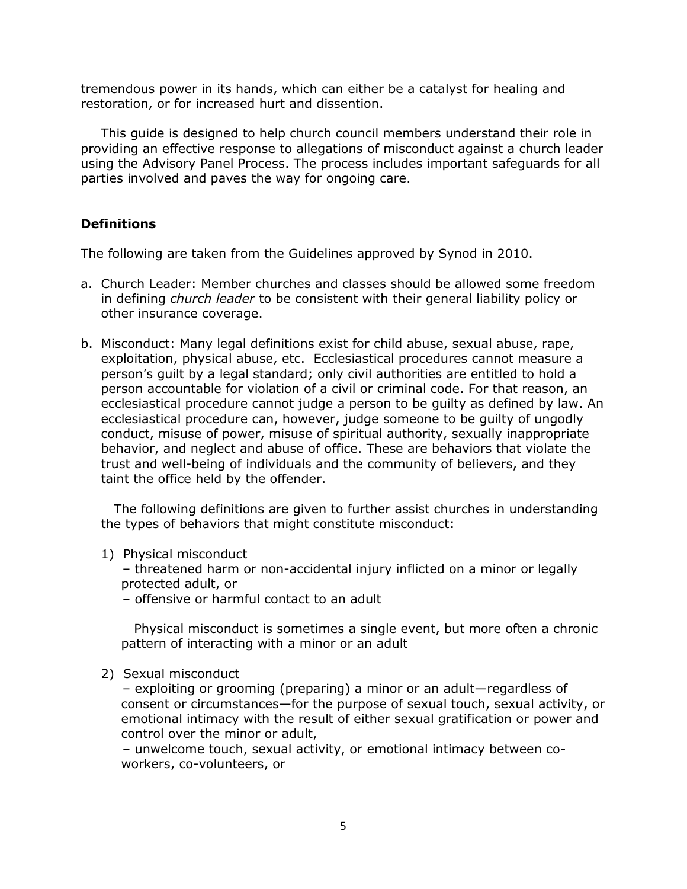tremendous power in its hands, which can either be a catalyst for healing and restoration, or for increased hurt and dissention.

This guide is designed to help church council members understand their role in providing an effective response to allegations of misconduct against a church leader using the Advisory Panel Process. The process includes important safeguards for all parties involved and paves the way for ongoing care.

## Definitions

The following are taken from the Guidelines approved by Synod in 2010.

a. Church Leader: Member churches and classes should be allowed some freedom in defining *church leader* to be consistent with their general liability policy or other insurance coverage.

b. Misconduct: Many legal definitions exist for child abuse, sexual abuse, rape, exploitation, physical abuse, etc. Ecclesiastical procedures cannot measure a person's guilt by a legal standard; only civil authorities are entitled to hold a person accountable for violation of a civil or criminal code. For that reason, an ecclesiastical procedure cannot judge a person to be guilty as defined by law. An ecclesiastical procedure can, however, judge someone to be guilty of ungodly conduct, misuse of power, misuse of spiritual authority, sexually inappropriate behavior, and neglect and abuse of office. These are behaviors that violate the trust and well-being of individuals and the community of believers, and they taint the office held by the offender.

   The following definitions are given to further assist churches in understanding the types of behaviors that might constitute misconduct:

   1) Physical misconduct
      – threatened harm or non-accidental injury inflicted on a minor or legally protected adult, or
      – offensive or harmful contact to an adult

      Physical misconduct is sometimes a single event, but more often a chronic pattern of interacting with a minor or an adult

   2) Sexual misconduct
      – exploiting or grooming (preparing) a minor or an adult—regardless of consent or circumstances—for the purpose of sexual touch, sexual activity, or emotional intimacy with the result of either sexual gratification or power and control over the minor or adult,
      – unwelcome touch, sexual activity, or emotional intimacy between co-workers, co-volunteers, or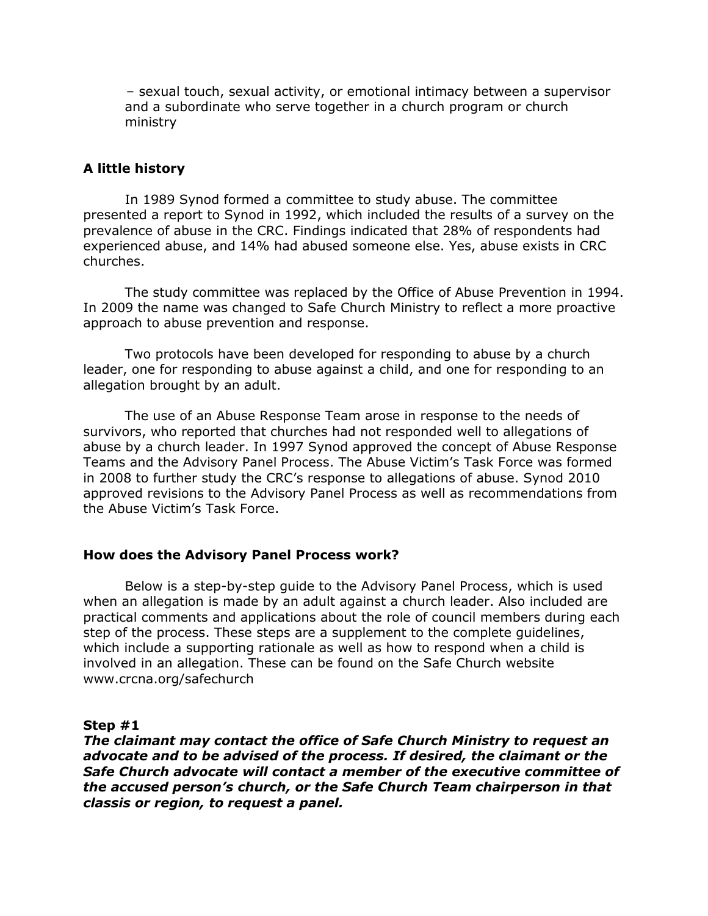– sexual touch, sexual activity, or emotional intimacy between a supervisor and a subordinate who serve together in a church program or church ministry

**A little history**

In 1989 Synod formed a committee to study abuse. The committee presented a report to Synod in 1992, which included the results of a survey on the prevalence of abuse in the CRC. Findings indicated that 28% of respondents had experienced abuse, and 14% had abused someone else. Yes, abuse exists in CRC churches.

The study committee was replaced by the Office of Abuse Prevention in 1994. In 2009 the name was changed to Safe Church Ministry to reflect a more proactive approach to abuse prevention and response.

Two protocols have been developed for responding to abuse by a church leader, one for responding to abuse against a child, and one for responding to an allegation brought by an adult.

The use of an Abuse Response Team arose in response to the needs of survivors, who reported that churches had not responded well to allegations of abuse by a church leader. In 1997 Synod approved the concept of Abuse Response Teams and the Advisory Panel Process. The Abuse Victim's Task Force was formed in 2008 to further study the CRC's response to allegations of abuse. Synod 2010 approved revisions to the Advisory Panel Process as well as recommendations from the Abuse Victim's Task Force.

**How does the Advisory Panel Process work?**

Below is a step-by-step guide to the Advisory Panel Process, which is used when an allegation is made by an adult against a church leader. Also included are practical comments and applications about the role of council members during each step of the process. These steps are a supplement to the complete guidelines, which include a supporting rationale as well as how to respond when a child is involved in an allegation. These can be found on the Safe Church website www.crcna.org/safechurch

**Step #1**
***The claimant may contact the office of Safe Church Ministry to request an advocate and to be advised of the process. If desired, the claimant or the Safe Church advocate will contact a member of the executive committee of the accused person's church, or the Safe Church Team chairperson in that classis or region, to request a panel.***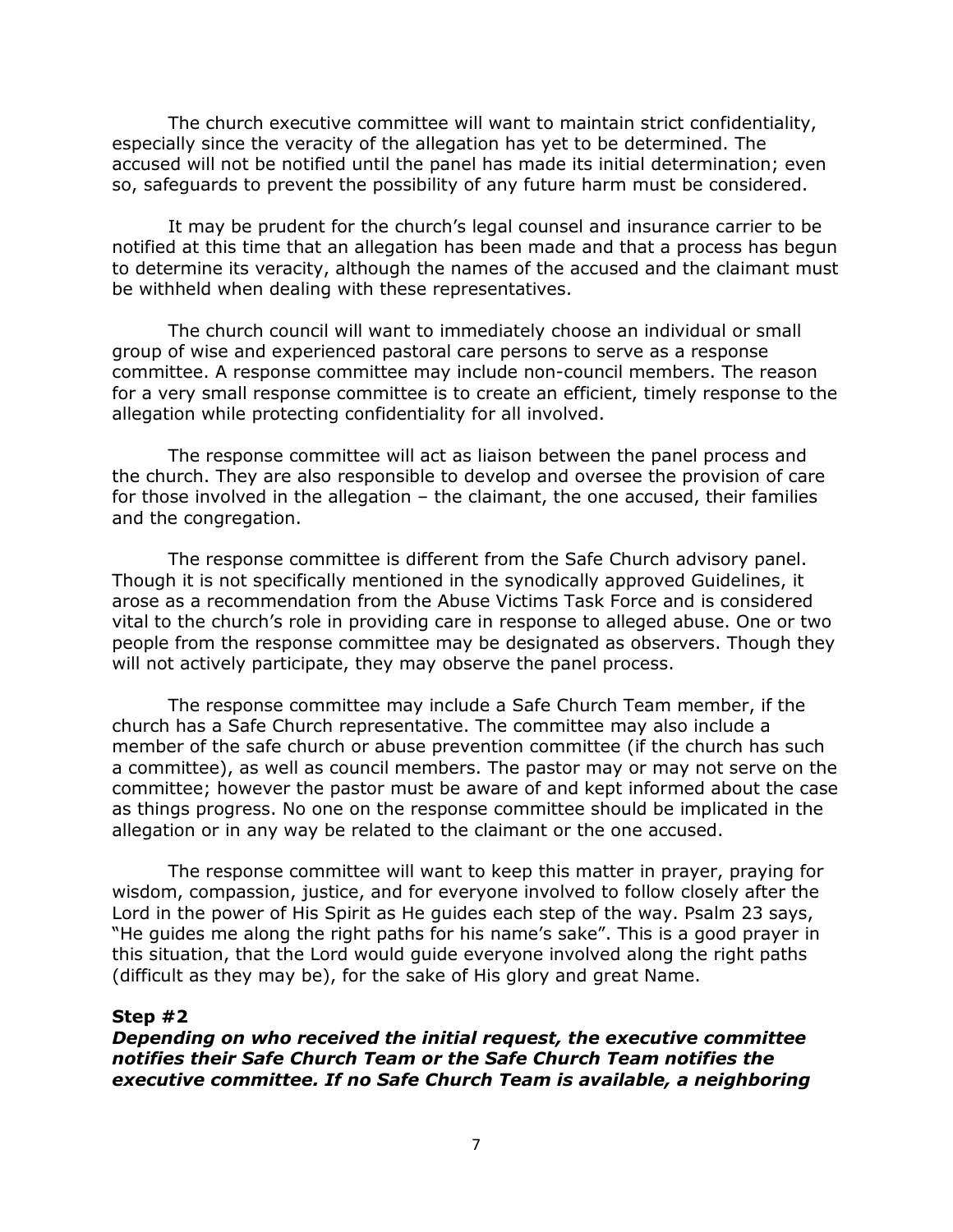The church executive committee will want to maintain strict confidentiality, especially since the veracity of the allegation has yet to be determined. The accused will not be notified until the panel has made its initial determination; even so, safeguards to prevent the possibility of any future harm must be considered.

It may be prudent for the church's legal counsel and insurance carrier to be notified at this time that an allegation has been made and that a process has begun to determine its veracity, although the names of the accused and the claimant must be withheld when dealing with these representatives.

The church council will want to immediately choose an individual or small group of wise and experienced pastoral care persons to serve as a response committee. A response committee may include non-council members. The reason for a very small response committee is to create an efficient, timely response to the allegation while protecting confidentiality for all involved.

The response committee will act as liaison between the panel process and the church. They are also responsible to develop and oversee the provision of care for those involved in the allegation – the claimant, the one accused, their families and the congregation.

The response committee is different from the Safe Church advisory panel. Though it is not specifically mentioned in the synodically approved Guidelines, it arose as a recommendation from the Abuse Victims Task Force and is considered vital to the church's role in providing care in response to alleged abuse. One or two people from the response committee may be designated as observers. Though they will not actively participate, they may observe the panel process.

The response committee may include a Safe Church Team member, if the church has a Safe Church representative. The committee may also include a member of the safe church or abuse prevention committee (if the church has such a committee), as well as council members. The pastor may or may not serve on the committee; however the pastor must be aware of and kept informed about the case as things progress. No one on the response committee should be implicated in the allegation or in any way be related to the claimant or the one accused.

The response committee will want to keep this matter in prayer, praying for wisdom, compassion, justice, and for everyone involved to follow closely after the Lord in the power of His Spirit as He guides each step of the way. Psalm 23 says, "He guides me along the right paths for his name's sake". This is a good prayer in this situation, that the Lord would guide everyone involved along the right paths (difficult as they may be), for the sake of His glory and great Name.

**Step #2**

***Depending on who received the initial request, the executive committee notifies their Safe Church Team or the Safe Church Team notifies the executive committee. If no Safe Church Team is available, a neighboring***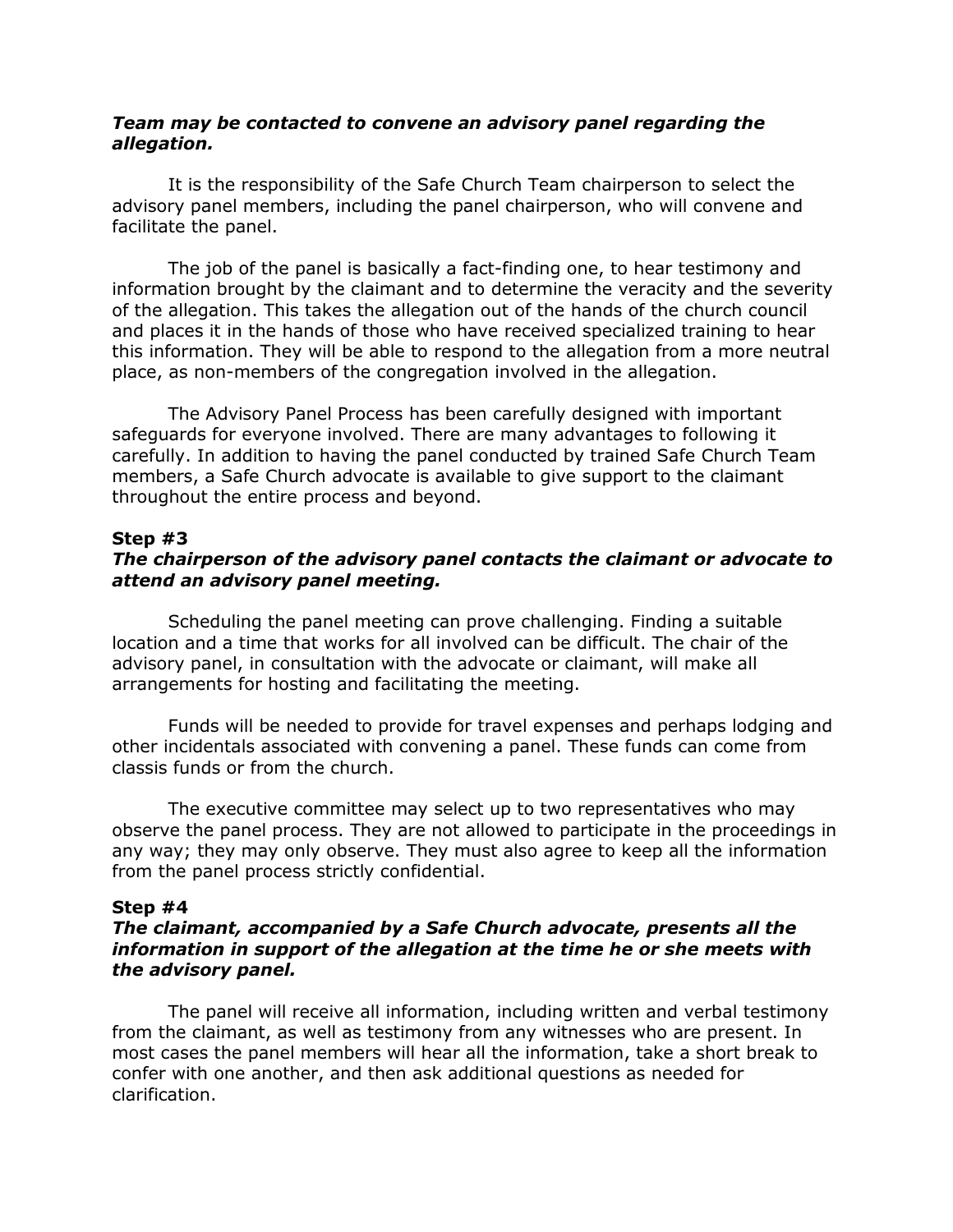***Team may be contacted to convene an advisory panel regarding the allegation.***

It is the responsibility of the Safe Church Team chairperson to select the advisory panel members, including the panel chairperson, who will convene and facilitate the panel.

The job of the panel is basically a fact-finding one, to hear testimony and information brought by the claimant and to determine the veracity and the severity of the allegation. This takes the allegation out of the hands of the church council and places it in the hands of those who have received specialized training to hear this information. They will be able to respond to the allegation from a more neutral place, as non-members of the congregation involved in the allegation.

The Advisory Panel Process has been carefully designed with important safeguards for everyone involved. There are many advantages to following it carefully. In addition to having the panel conducted by trained Safe Church Team members, a Safe Church advocate is available to give support to the claimant throughout the entire process and beyond.

**Step #3**
***The chairperson of the advisory panel contacts the claimant or advocate to attend an advisory panel meeting.***

Scheduling the panel meeting can prove challenging. Finding a suitable location and a time that works for all involved can be difficult. The chair of the advisory panel, in consultation with the advocate or claimant, will make all arrangements for hosting and facilitating the meeting.

Funds will be needed to provide for travel expenses and perhaps lodging and other incidentals associated with convening a panel. These funds can come from classis funds or from the church.

The executive committee may select up to two representatives who may observe the panel process. They are not allowed to participate in the proceedings in any way; they may only observe. They must also agree to keep all the information from the panel process strictly confidential.

**Step #4**
***The claimant, accompanied by a Safe Church advocate, presents all the information in support of the allegation at the time he or she meets with the advisory panel.***

The panel will receive all information, including written and verbal testimony from the claimant, as well as testimony from any witnesses who are present. In most cases the panel members will hear all the information, take a short break to confer with one another, and then ask additional questions as needed for clarification.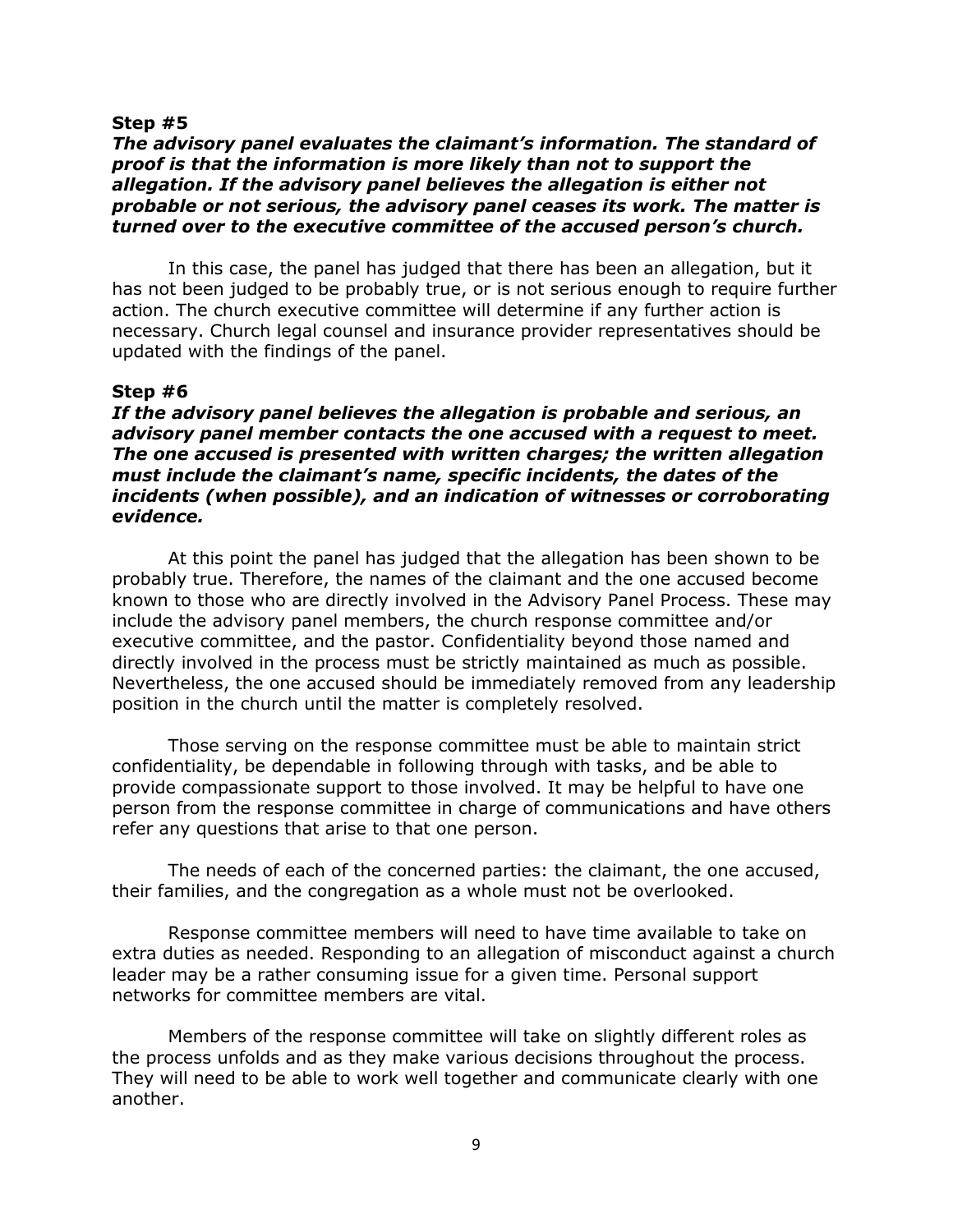**Step #5**

***The advisory panel evaluates the claimant's information. The standard of proof is that the information is more likely than not to support the allegation. If the advisory panel believes the allegation is either not probable or not serious, the advisory panel ceases its work. The matter is turned over to the executive committee of the accused person's church.***

In this case, the panel has judged that there has been an allegation, but it has not been judged to be probably true, or is not serious enough to require further action. The church executive committee will determine if any further action is necessary. Church legal counsel and insurance provider representatives should be updated with the findings of the panel.

**Step #6**

***If the advisory panel believes the allegation is probable and serious, an advisory panel member contacts the one accused with a request to meet. The one accused is presented with written charges; the written allegation must include the claimant's name, specific incidents, the dates of the incidents (when possible), and an indication of witnesses or corroborating evidence.***

At this point the panel has judged that the allegation has been shown to be probably true. Therefore, the names of the claimant and the one accused become known to those who are directly involved in the Advisory Panel Process. These may include the advisory panel members, the church response committee and/or executive committee, and the pastor. Confidentiality beyond those named and directly involved in the process must be strictly maintained as much as possible. Nevertheless, the one accused should be immediately removed from any leadership position in the church until the matter is completely resolved.

Those serving on the response committee must be able to maintain strict confidentiality, be dependable in following through with tasks, and be able to provide compassionate support to those involved. It may be helpful to have one person from the response committee in charge of communications and have others refer any questions that arise to that one person.

The needs of each of the concerned parties: the claimant, the one accused, their families, and the congregation as a whole must not be overlooked.

Response committee members will need to have time available to take on extra duties as needed. Responding to an allegation of misconduct against a church leader may be a rather consuming issue for a given time. Personal support networks for committee members are vital.

Members of the response committee will take on slightly different roles as the process unfolds and as they make various decisions throughout the process. They will need to be able to work well together and communicate clearly with one another.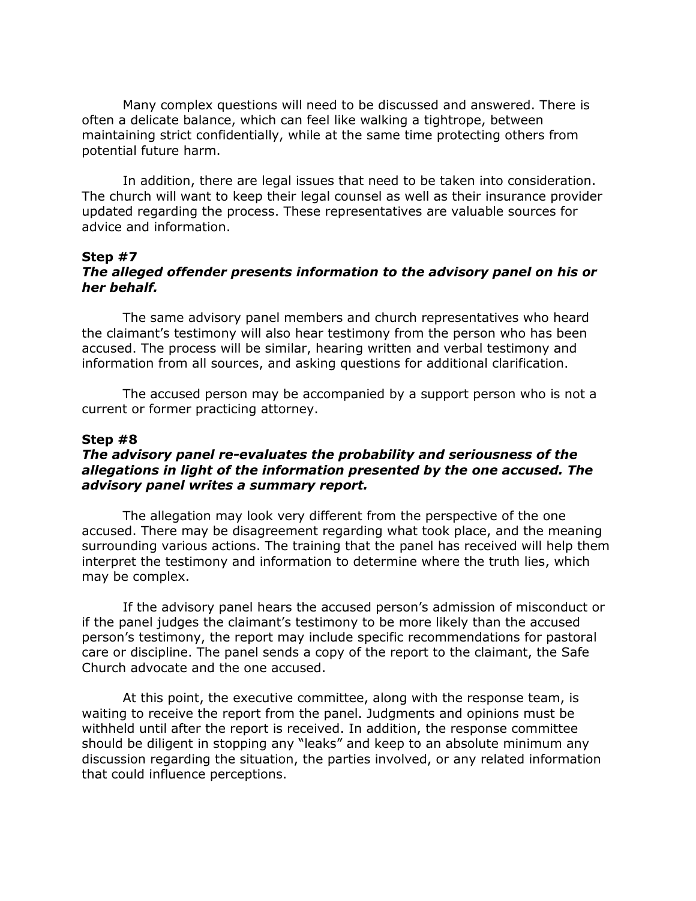Many complex questions will need to be discussed and answered. There is often a delicate balance, which can feel like walking a tightrope, between maintaining strict confidentially, while at the same time protecting others from potential future harm.

In addition, there are legal issues that need to be taken into consideration. The church will want to keep their legal counsel as well as their insurance provider updated regarding the process. These representatives are valuable sources for advice and information.

**Step #7**
***The alleged offender presents information to the advisory panel on his or her behalf.***

The same advisory panel members and church representatives who heard the claimant's testimony will also hear testimony from the person who has been accused. The process will be similar, hearing written and verbal testimony and information from all sources, and asking questions for additional clarification.

The accused person may be accompanied by a support person who is not a current or former practicing attorney.

**Step #8**
***The advisory panel re-evaluates the probability and seriousness of the allegations in light of the information presented by the one accused. The advisory panel writes a summary report.***

The allegation may look very different from the perspective of the one accused. There may be disagreement regarding what took place, and the meaning surrounding various actions. The training that the panel has received will help them interpret the testimony and information to determine where the truth lies, which may be complex.

If the advisory panel hears the accused person's admission of misconduct or if the panel judges the claimant's testimony to be more likely than the accused person's testimony, the report may include specific recommendations for pastoral care or discipline. The panel sends a copy of the report to the claimant, the Safe Church advocate and the one accused.

At this point, the executive committee, along with the response team, is waiting to receive the report from the panel. Judgments and opinions must be withheld until after the report is received. In addition, the response committee should be diligent in stopping any "leaks" and keep to an absolute minimum any discussion regarding the situation, the parties involved, or any related information that could influence perceptions.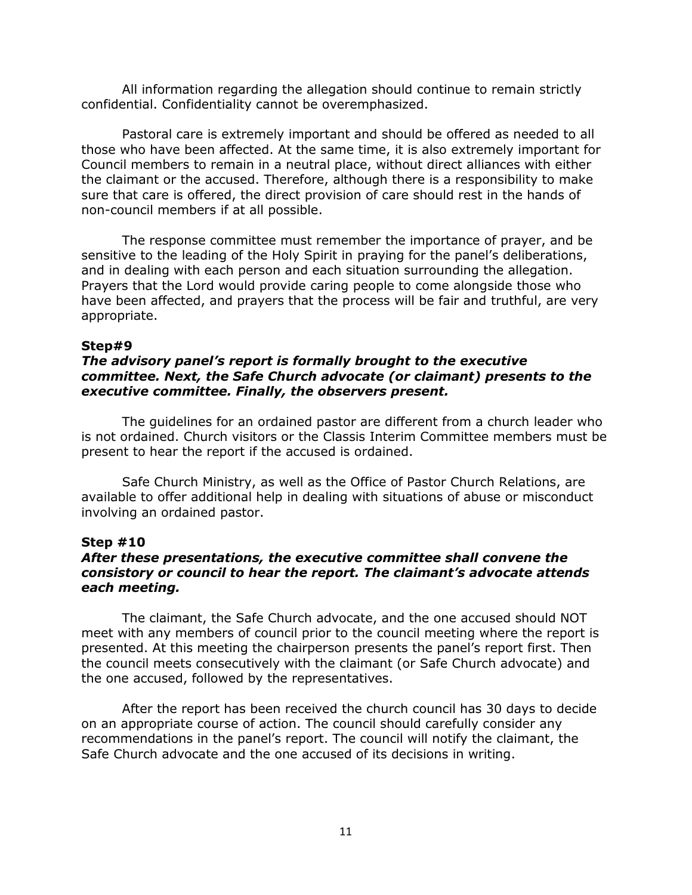All information regarding the allegation should continue to remain strictly confidential. Confidentiality cannot be overemphasized.

Pastoral care is extremely important and should be offered as needed to all those who have been affected. At the same time, it is also extremely important for Council members to remain in a neutral place, without direct alliances with either the claimant or the accused. Therefore, although there is a responsibility to make sure that care is offered, the direct provision of care should rest in the hands of non-council members if at all possible.

The response committee must remember the importance of prayer, and be sensitive to the leading of the Holy Spirit in praying for the panel's deliberations, and in dealing with each person and each situation surrounding the allegation. Prayers that the Lord would provide caring people to come alongside those who have been affected, and prayers that the process will be fair and truthful, are very appropriate.

**Step#9**

***The advisory panel's report is formally brought to the executive committee. Next, the Safe Church advocate (or claimant) presents to the executive committee. Finally, the observers present.***

The guidelines for an ordained pastor are different from a church leader who is not ordained. Church visitors or the Classis Interim Committee members must be present to hear the report if the accused is ordained.

Safe Church Ministry, as well as the Office of Pastor Church Relations, are available to offer additional help in dealing with situations of abuse or misconduct involving an ordained pastor.

**Step #10**

***After these presentations, the executive committee shall convene the consistory or council to hear the report. The claimant's advocate attends each meeting.***

The claimant, the Safe Church advocate, and the one accused should NOT meet with any members of council prior to the council meeting where the report is presented. At this meeting the chairperson presents the panel's report first. Then the council meets consecutively with the claimant (or Safe Church advocate) and the one accused, followed by the representatives.

After the report has been received the church council has 30 days to decide on an appropriate course of action. The council should carefully consider any recommendations in the panel's report. The council will notify the claimant, the Safe Church advocate and the one accused of its decisions in writing.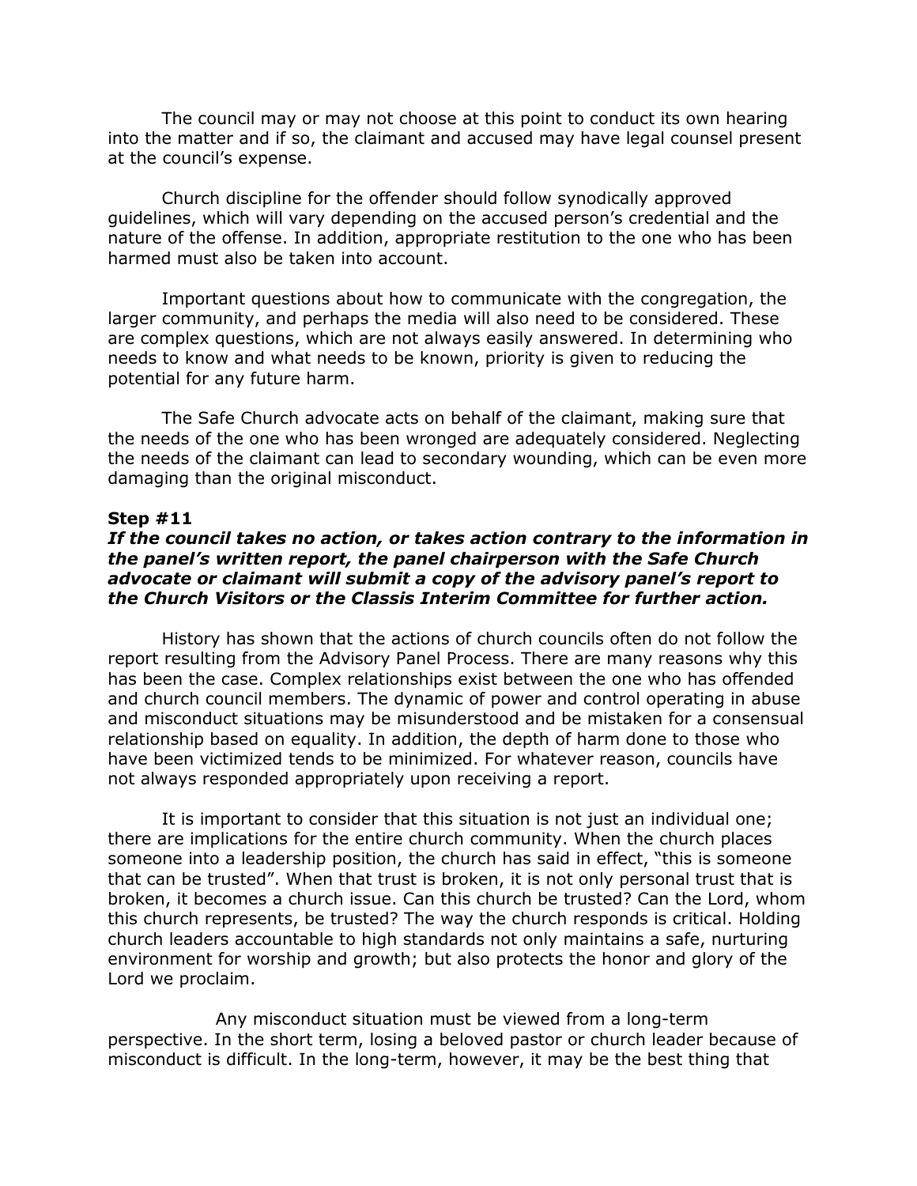The council may or may not choose at this point to conduct its own hearing into the matter and if so, the claimant and accused may have legal counsel present at the council's expense.

Church discipline for the offender should follow synodically approved guidelines, which will vary depending on the accused person's credential and the nature of the offense. In addition, appropriate restitution to the one who has been harmed must also be taken into account.

Important questions about how to communicate with the congregation, the larger community, and perhaps the media will also need to be considered. These are complex questions, which are not always easily answered. In determining who needs to know and what needs to be known, priority is given to reducing the potential for any future harm.

The Safe Church advocate acts on behalf of the claimant, making sure that the needs of the one who has been wronged are adequately considered. Neglecting the needs of the claimant can lead to secondary wounding, which can be even more damaging than the original misconduct.

**Step #11**

***If the council takes no action, or takes action contrary to the information in the panel's written report, the panel chairperson with the Safe Church advocate or claimant will submit a copy of the advisory panel's report to the Church Visitors or the Classis Interim Committee for further action.***

History has shown that the actions of church councils often do not follow the report resulting from the Advisory Panel Process. There are many reasons why this has been the case. Complex relationships exist between the one who has offended and church council members. The dynamic of power and control operating in abuse and misconduct situations may be misunderstood and be mistaken for a consensual relationship based on equality. In addition, the depth of harm done to those who have been victimized tends to be minimized. For whatever reason, councils have not always responded appropriately upon receiving a report.

It is important to consider that this situation is not just an individual one; there are implications for the entire church community. When the church places someone into a leadership position, the church has said in effect, "this is someone that can be trusted". When that trust is broken, it is not only personal trust that is broken, it becomes a church issue. Can this church be trusted? Can the Lord, whom this church represents, be trusted? The way the church responds is critical. Holding church leaders accountable to high standards not only maintains a safe, nurturing environment for worship and growth; but also protects the honor and glory of the Lord we proclaim.

Any misconduct situation must be viewed from a long-term perspective. In the short term, losing a beloved pastor or church leader because of misconduct is difficult. In the long-term, however, it may be the best thing that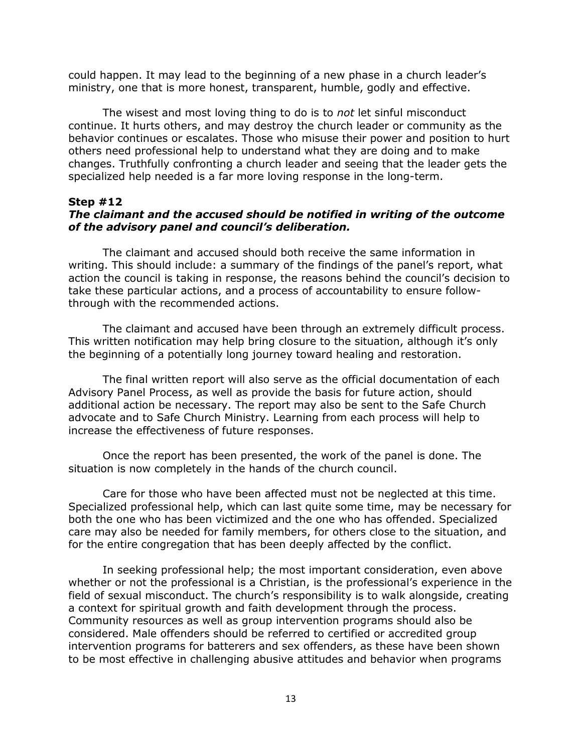could happen. It may lead to the beginning of a new phase in a church leader's ministry, one that is more honest, transparent, humble, godly and effective.

The wisest and most loving thing to do is to *not* let sinful misconduct continue. It hurts others, and may destroy the church leader or community as the behavior continues or escalates. Those who misuse their power and position to hurt others need professional help to understand what they are doing and to make changes. Truthfully confronting a church leader and seeing that the leader gets the specialized help needed is a far more loving response in the long-term.

**Step #12**
***The claimant and the accused should be notified in writing of the outcome of the advisory panel and council's deliberation.***

The claimant and accused should both receive the same information in writing. This should include: a summary of the findings of the panel's report, what action the council is taking in response, the reasons behind the council's decision to take these particular actions, and a process of accountability to ensure follow-through with the recommended actions.

The claimant and accused have been through an extremely difficult process. This written notification may help bring closure to the situation, although it's only the beginning of a potentially long journey toward healing and restoration.

The final written report will also serve as the official documentation of each Advisory Panel Process, as well as provide the basis for future action, should additional action be necessary. The report may also be sent to the Safe Church advocate and to Safe Church Ministry. Learning from each process will help to increase the effectiveness of future responses.

Once the report has been presented, the work of the panel is done. The situation is now completely in the hands of the church council.

Care for those who have been affected must not be neglected at this time. Specialized professional help, which can last quite some time, may be necessary for both the one who has been victimized and the one who has offended. Specialized care may also be needed for family members, for others close to the situation, and for the entire congregation that has been deeply affected by the conflict.

In seeking professional help; the most important consideration, even above whether or not the professional is a Christian, is the professional's experience in the field of sexual misconduct. The church's responsibility is to walk alongside, creating a context for spiritual growth and faith development through the process. Community resources as well as group intervention programs should also be considered. Male offenders should be referred to certified or accredited group intervention programs for batterers and sex offenders, as these have been shown to be most effective in challenging abusive attitudes and behavior when programs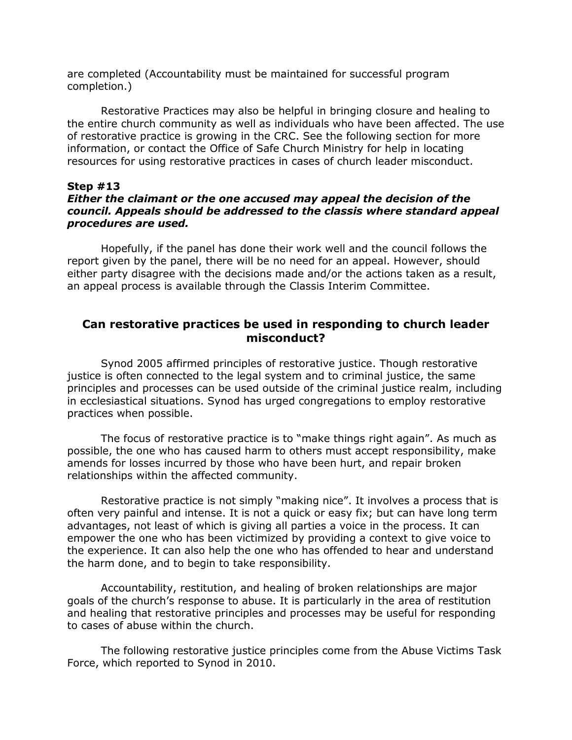are completed (Accountability must be maintained for successful program completion.)

Restorative Practices may also be helpful in bringing closure and healing to the entire church community as well as individuals who have been affected. The use of restorative practice is growing in the CRC. See the following section for more information, or contact the Office of Safe Church Ministry for help in locating resources for using restorative practices in cases of church leader misconduct.

**Step #13**
***Either the claimant or the one accused may appeal the decision of the council. Appeals should be addressed to the classis where standard appeal procedures are used.***

Hopefully, if the panel has done their work well and the council follows the report given by the panel, there will be no need for an appeal. However, should either party disagree with the decisions made and/or the actions taken as a result, an appeal process is available through the Classis Interim Committee.

## Can restorative practices be used in responding to church leader misconduct?

Synod 2005 affirmed principles of restorative justice. Though restorative justice is often connected to the legal system and to criminal justice, the same principles and processes can be used outside of the criminal justice realm, including in ecclesiastical situations. Synod has urged congregations to employ restorative practices when possible.

The focus of restorative practice is to "make things right again". As much as possible, the one who has caused harm to others must accept responsibility, make amends for losses incurred by those who have been hurt, and repair broken relationships within the affected community.

Restorative practice is not simply "making nice". It involves a process that is often very painful and intense. It is not a quick or easy fix; but can have long term advantages, not least of which is giving all parties a voice in the process. It can empower the one who has been victimized by providing a context to give voice to the experience. It can also help the one who has offended to hear and understand the harm done, and to begin to take responsibility.

Accountability, restitution, and healing of broken relationships are major goals of the church's response to abuse. It is particularly in the area of restitution and healing that restorative principles and processes may be useful for responding to cases of abuse within the church.

The following restorative justice principles come from the Abuse Victims Task Force, which reported to Synod in 2010.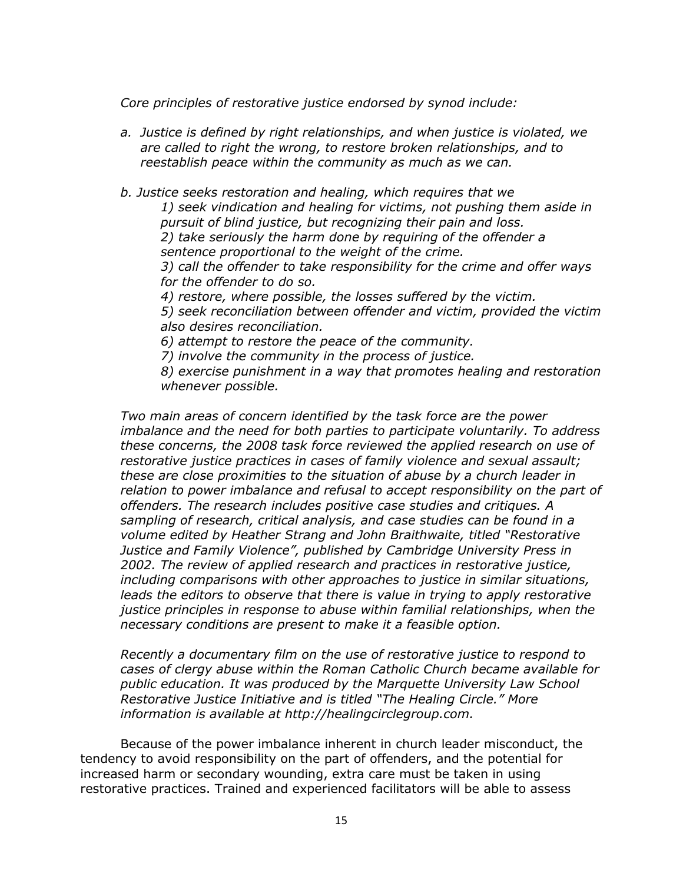*Core principles of restorative justice endorsed by synod include:*

*a. Justice is defined by right relationships, and when justice is violated, we are called to right the wrong, to restore broken relationships, and to reestablish peace within the community as much as we can.*

*b. Justice seeks restoration and healing, which requires that we*

*1) seek vindication and healing for victims, not pushing them aside in pursuit of blind justice, but recognizing their pain and loss.*

*2) take seriously the harm done by requiring of the offender a sentence proportional to the weight of the crime.*

*3) call the offender to take responsibility for the crime and offer ways for the offender to do so.*

*4) restore, where possible, the losses suffered by the victim.*

*5) seek reconciliation between offender and victim, provided the victim also desires reconciliation.*

*6) attempt to restore the peace of the community.*

*7) involve the community in the process of justice.*

*8) exercise punishment in a way that promotes healing and restoration whenever possible.*

*Two main areas of concern identified by the task force are the power imbalance and the need for both parties to participate voluntarily. To address these concerns, the 2008 task force reviewed the applied research on use of restorative justice practices in cases of family violence and sexual assault; these are close proximities to the situation of abuse by a church leader in relation to power imbalance and refusal to accept responsibility on the part of offenders. The research includes positive case studies and critiques. A sampling of research, critical analysis, and case studies can be found in a volume edited by Heather Strang and John Braithwaite, titled "Restorative Justice and Family Violence", published by Cambridge University Press in 2002. The review of applied research and practices in restorative justice, including comparisons with other approaches to justice in similar situations, leads the editors to observe that there is value in trying to apply restorative justice principles in response to abuse within familial relationships, when the necessary conditions are present to make it a feasible option.*

*Recently a documentary film on the use of restorative justice to respond to cases of clergy abuse within the Roman Catholic Church became available for public education. It was produced by the Marquette University Law School Restorative Justice Initiative and is titled "The Healing Circle." More information is available at http://healingcirclegroup.com.*

Because of the power imbalance inherent in church leader misconduct, the tendency to avoid responsibility on the part of offenders, and the potential for increased harm or secondary wounding, extra care must be taken in using restorative practices. Trained and experienced facilitators will be able to assess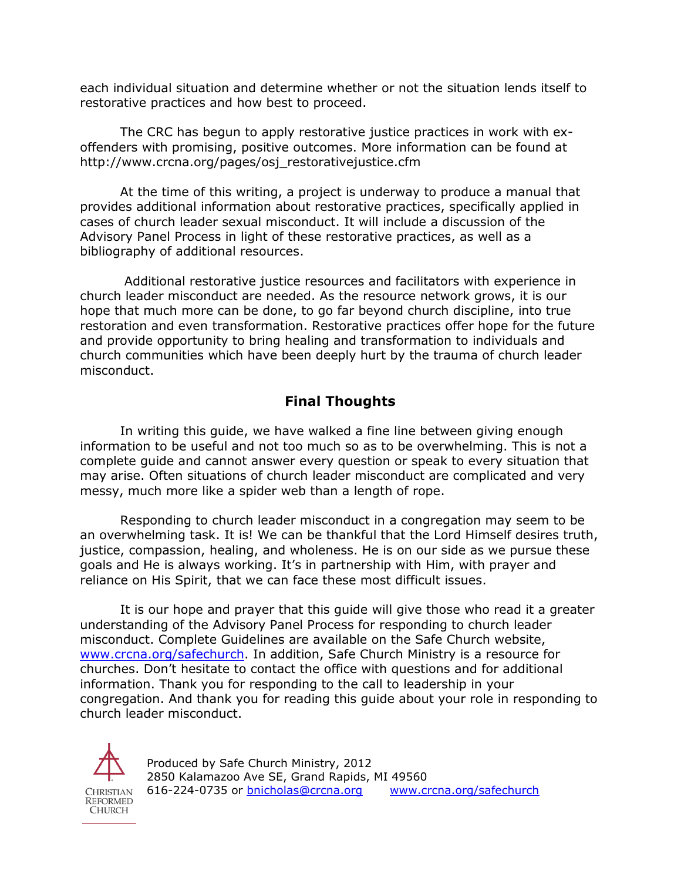each individual situation and determine whether or not the situation lends itself to restorative practices and how best to proceed.

The CRC has begun to apply restorative justice practices in work with ex-offenders with promising, positive outcomes. More information can be found at http://www.crcna.org/pages/osj_restorativejustice.cfm

At the time of this writing, a project is underway to produce a manual that provides additional information about restorative practices, specifically applied in cases of church leader sexual misconduct. It will include a discussion of the Advisory Panel Process in light of these restorative practices, as well as a bibliography of additional resources.

Additional restorative justice resources and facilitators with experience in church leader misconduct are needed. As the resource network grows, it is our hope that much more can be done, to go far beyond church discipline, into true restoration and even transformation. Restorative practices offer hope for the future and provide opportunity to bring healing and transformation to individuals and church communities which have been deeply hurt by the trauma of church leader misconduct.

## Final Thoughts

In writing this guide, we have walked a fine line between giving enough information to be useful and not too much so as to be overwhelming. This is not a complete guide and cannot answer every question or speak to every situation that may arise. Often situations of church leader misconduct are complicated and very messy, much more like a spider web than a length of rope.

Responding to church leader misconduct in a congregation may seem to be an overwhelming task. It is! We can be thankful that the Lord Himself desires truth, justice, compassion, healing, and wholeness. He is on our side as we pursue these goals and He is always working. It's in partnership with Him, with prayer and reliance on His Spirit, that we can face these most difficult issues.

It is our hope and prayer that this guide will give those who read it a greater understanding of the Advisory Panel Process for responding to church leader misconduct. Complete Guidelines are available on the Safe Church website, www.crcna.org/safechurch. In addition, Safe Church Ministry is a resource for churches. Don't hesitate to contact the office with questions and for additional information. Thank you for responding to the call to leadership in your congregation. And thank you for reading this guide about your role in responding to church leader misconduct.

Christian Reformed Church

Produced by Safe Church Ministry, 2012
2850 Kalamazoo Ave SE, Grand Rapids, MI 49560
616-224-0735 or bnicholas@crcna.org www.crcna.org/safechurch